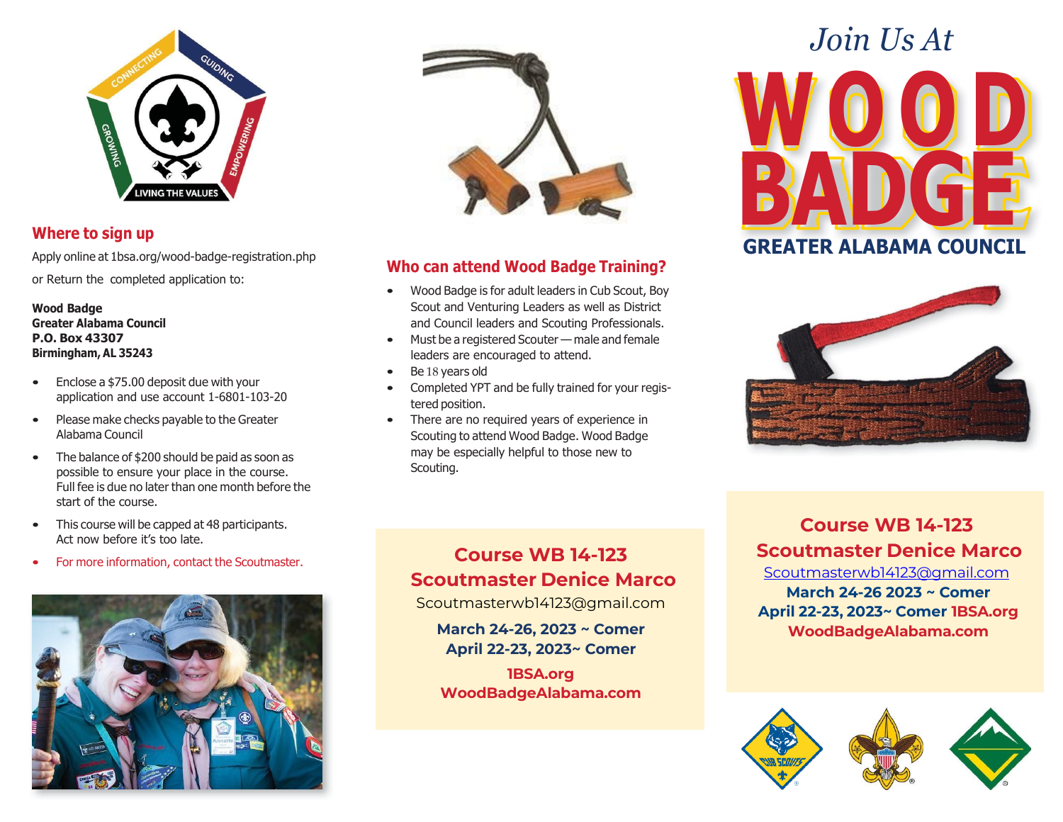# Join Us At WOOD BADGE

## GREATER ALABAMA COUNCIL

## Where to sign up

Apply online at 1bsa.org/wood-badge-registration.php

or Return the completed application to:

**Wood Badge**
**Greater Alabama Council**
**P.O. Box 43307**
**Birmingham, AL 35243**

- Enclose a $75.00 deposit due with your application and use account 1-6801-103-20
- Please make checks payable to the Greater Alabama Council
- The balance of $200 should be paid as soon as possible to ensure your place in the course. Full fee is due no later than one month before the start of the course.
- This course will be capped at 48 participants. Act now before it's too late.
- For more information, contact the Scoutmaster.

## Who can attend Wood Badge Training?

- Wood Badge is for adult leaders in Cub Scout, Boy Scout and Venturing Leaders as well as District and Council leaders and Scouting Professionals.
- Must be a registered Scouter — male and female leaders are encouraged to attend.
- Be 18 years old
- Completed YPT and be fully trained for your registered position.
- There are no required years of experience in Scouting to attend Wood Badge. Wood Badge may be especially helpful to those new to Scouting.

**Course WB 14-123**
**Scoutmaster Denice Marco**
Scoutmasterwb14123@gmail.com
**March 24-26, 2023 ~ Comer**
**April 22-23, 2023~ Comer**
**1BSA.org**
**WoodBadgeAlabama.com**

**Course WB 14-123**
**Scoutmaster Denice Marco**
Scoutmasterwb14123@gmail.com
**March 24-26 2023 ~ Comer**
**April 22-23, 2023~ Comer 1BSA.org**
**WoodBadgeAlabama.com**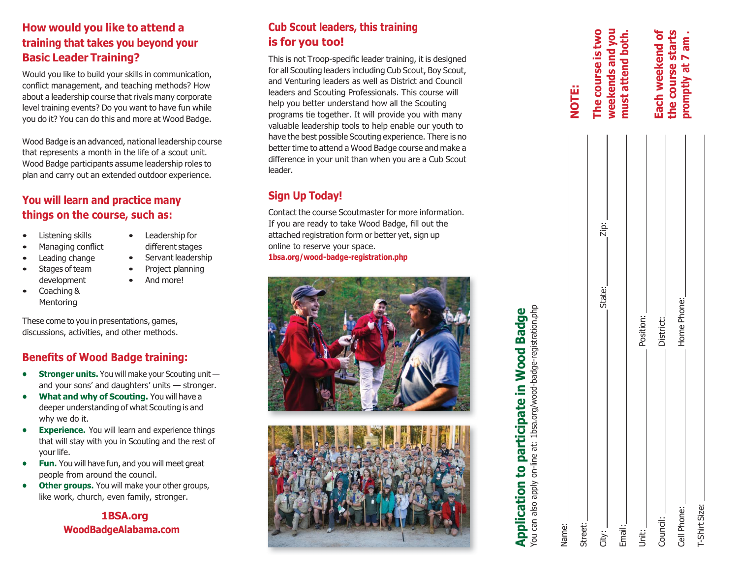## How would you like to attend a training that takes you beyond your Basic Leader Training?

Would you like to build your skills in communication, conflict management, and teaching methods? How about a leadership course that rivals many corporate level training events? Do you want to have fun while you do it? You can do this and more at Wood Badge.

Wood Badge is an advanced, national leadership course that represents a month in the life of a scout unit. Wood Badge participants assume leadership roles to plan and carry out an extended outdoor experience.

## You will learn and practice many things on the course, such as:

- Listening skills
- Managing conflict
- Leading change
- Stages of team development
- Coaching & Mentoring
- Leadership for different stages
- Servant leadership
- Project planning
- And more!

These come to you in presentations, games, discussions, activities, and other methods.

## Benefits of Wood Badge training:

- **Stronger units.** You will make your Scouting unit — and your sons' and daughters' units — stronger.
- **What and why of Scouting.** You will have a deeper understanding of what Scouting is and why we do it.
- **Experience.** You will learn and experience things that will stay with you in Scouting and the rest of your life.
- **Fun.** You will have fun, and you will meet great people from around the council.
- **Other groups.** You will make your other groups, like work, church, even family, stronger.

**1BSA.org**
**WoodBadgeAlabama.com**

## Cub Scout leaders, this training is for you too!

This is not Troop-specific leader training, it is designed for all Scouting leaders including Cub Scout, Boy Scout, and Venturing leaders as well as District and Council leaders and Scouting Professionals. This course will help you better understand how all the Scouting programs tie together. It will provide you with many valuable leadership tools to help enable our youth to have the best possible Scouting experience. There is no better time to attend a Wood Badge course and make a difference in your unit than when you are a Cub Scout leader.

## Sign Up Today!

Contact the course Scoutmaster for more information. If you are ready to take Wood Badge, fill out the attached registration form or better yet, sign up online to reserve your space.
**1bsa.org/wood-badge-registration.php**

## Application to participate in Wood Badge

You can also apply on-line at: 1bsa.org/wood-badge-registration.php

Name: ____________________

Street: ____________________

City: ____________ State: ________ Zip: ________

Email: ____________________

Unit: ____________ Position: ____________

Council: ____________ District: ____________

Cell Phone: ____________ Home Phone: ____________

T-Shirt Size: ____________

**NOTE:**

**The course is two weekends and you must attend both.**

**Each weekend of the course starts promptly at 7 am .**